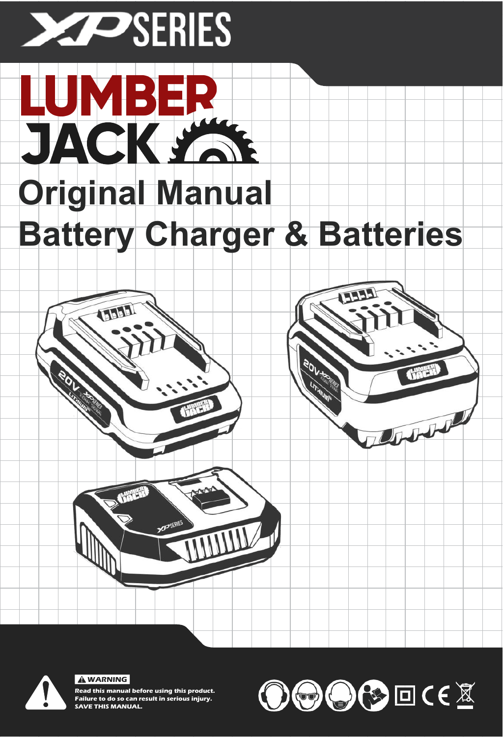# XP SERIES

# LUMBER JACK

# Original Manual
# Battery Charger & Batteries

**⚠ WARNING**

**Read this manual before using this product.**
**Failure to do so can result in serious injury.**
**SAVE THIS MANUAL.**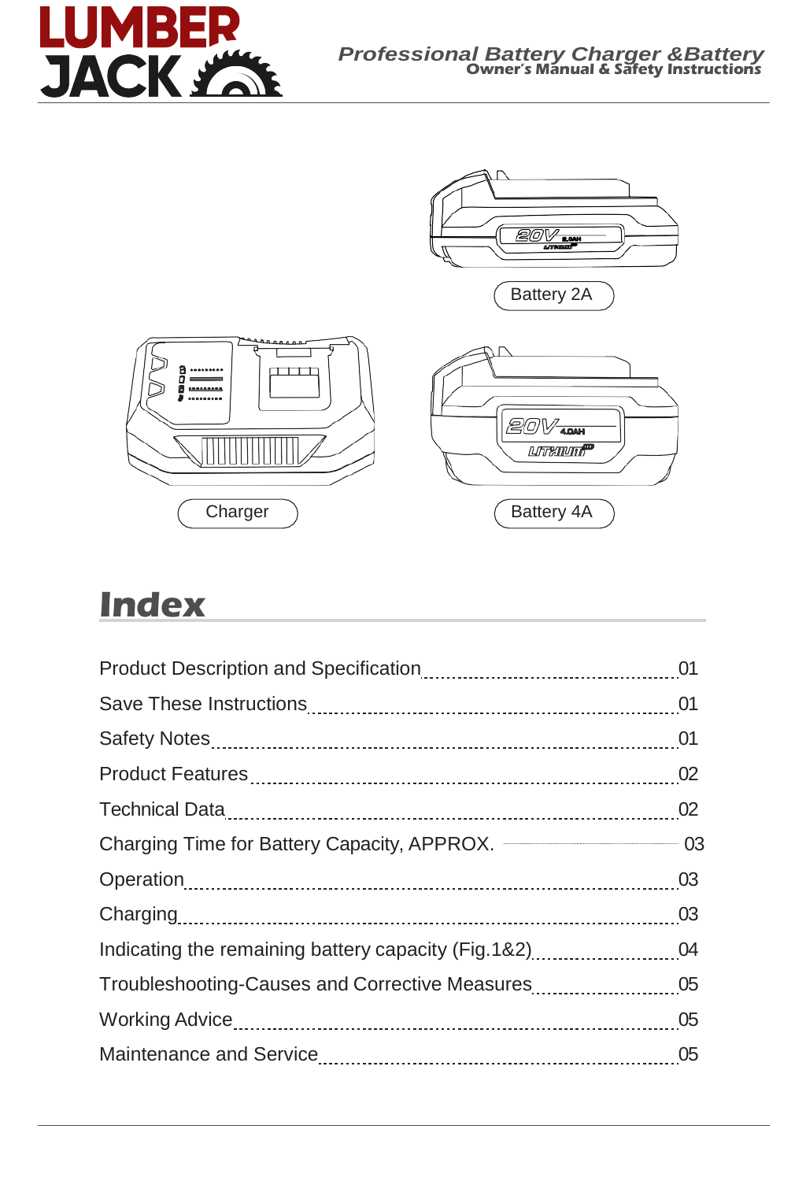Battery 2A

Charger

Battery 4A

# Index

| | |
|---|---|
| Product Description and Specification | 01 |
| Save These Instructions | 01 |
| Safety Notes | 01 |
| Product Features | 02 |
| Technical Data | 02 |
| Charging Time for Battery Capacity, APPROX. | 03 |
| Operation | 03 |
| Charging | 03 |
| Indicating the remaining battery capacity (Fig.1&2) | 04 |
| Troubleshooting-Causes and Corrective Measures | 05 |
| Working Advice | 05 |
| Maintenance and Service | 05 |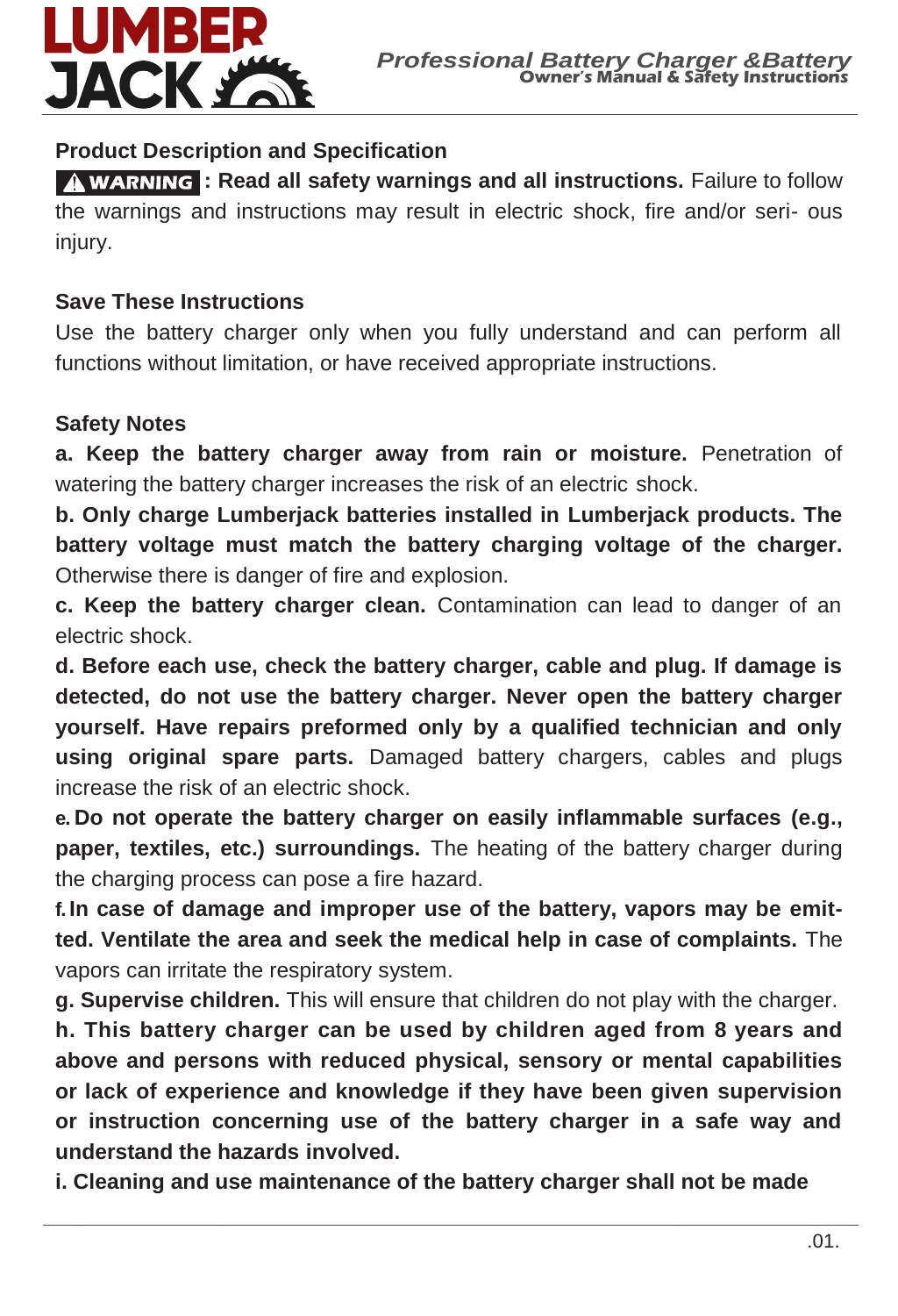### Product Description and Specification

**⚠ WARNING : Read all safety warnings and all instructions.** Failure to follow the warnings and instructions may result in electric shock, fire and/or seri- ous injury.

### Save These Instructions

Use the battery charger only when you fully understand and can perform all functions without limitation, or have received appropriate instructions.

### Safety Notes

**a. Keep the battery charger away from rain or moisture.** Penetration of watering the battery charger increases the risk of an electric shock.

**b. Only charge Lumberjack batteries installed in Lumberjack products. The battery voltage must match the battery charging voltage of the charger.** Otherwise there is danger of fire and explosion.

**c. Keep the battery charger clean.** Contamination can lead to danger of an electric shock.

**d. Before each use, check the battery charger, cable and plug. If damage is detected, do not use the battery charger. Never open the battery charger yourself. Have repairs preformed only by a qualified technician and only using original spare parts.** Damaged battery chargers, cables and plugs increase the risk of an electric shock.

**e. Do not operate the battery charger on easily inflammable surfaces (e.g., paper, textiles, etc.) surroundings.** The heating of the battery charger during the charging process can pose a fire hazard.

**f. In case of damage and improper use of the battery, vapors may be emitted. Ventilate the area and seek the medical help in case of complaints.** The vapors can irritate the respiratory system.

**g. Supervise children.** This will ensure that children do not play with the charger.

**h. This battery charger can be used by children aged from 8 years and above and persons with reduced physical, sensory or mental capabilities or lack of experience and knowledge if they have been given supervision or instruction concerning use of the battery charger in a safe way and understand the hazards involved.**

**i. Cleaning and use maintenance of the battery charger shall not be made**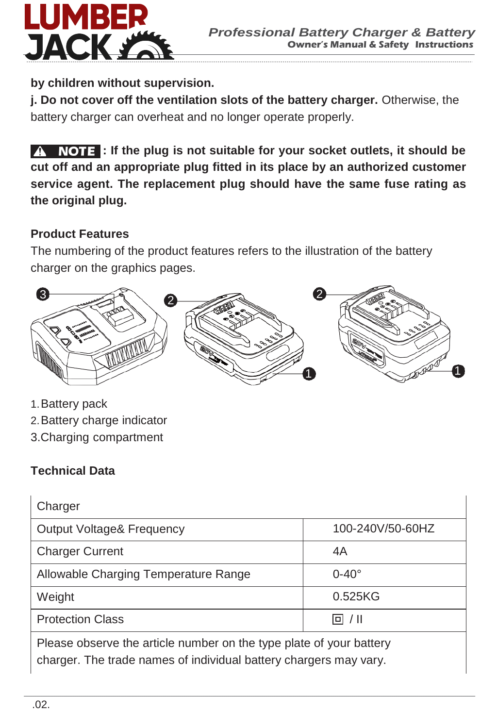**by children without supervision.**

**j. Do not cover off the ventilation slots of the battery charger.** Otherwise, the battery charger can overheat and no longer operate properly.

**⚠ NOTE : If the plug is not suitable for your socket outlets, it should be cut off and an appropriate plug fitted in its place by an authorized customer service agent. The replacement plug should have the same fuse rating as the original plug.**

### Product Features

The numbering of the product features refers to the illustration of the battery charger on the graphics pages.

1. Battery pack
2. Battery charge indicator
3. Charging compartment

### Technical Data

| Charger | |
|---|---|
| Output Voltage& Frequency | 100-240V/50-60HZ |
| Charger Current | 4A |
| Allowable Charging Temperature Range | 0-40° |
| Weight | 0.525KG |
| Protection Class | ⧈ / II |
| Please observe the article number on the type plate of your battery charger. The trade names of individual battery chargers may vary. | |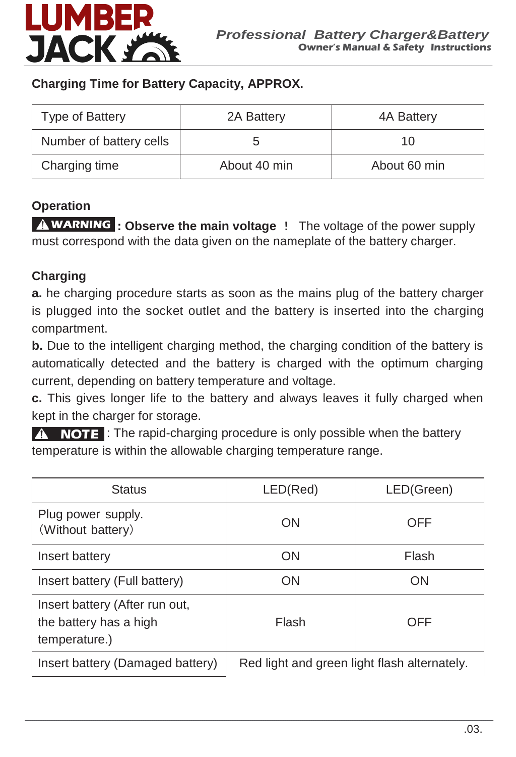### Charging Time for Battery Capacity, APPROX.

| Type of Battery | 2A Battery | 4A Battery |
|---|---|---|
| Number of battery cells | 5 | 10 |
| Charging time | About 40 min | About 60 min |

### Operation

**⚠ WARNING : Observe the main voltage ！** The voltage of the power supply must correspond with the data given on the nameplate of the battery charger.

### Charging

**a.** he charging procedure starts as soon as the mains plug of the battery charger is plugged into the socket outlet and the battery is inserted into the charging compartment.

**b.** Due to the intelligent charging method, the charging condition of the battery is automatically detected and the battery is charged with the optimum charging current, depending on battery temperature and voltage.

**c.** This gives longer life to the battery and always leaves it fully charged when kept in the charger for storage.

**⚠ NOTE** : The rapid-charging procedure is only possible when the battery temperature is within the allowable charging temperature range.

| Status | LED(Red) | LED(Green) |
|---|---|---|
| Plug power supply. （Without battery） | ON | OFF |
| Insert battery | ON | Flash |
| Insert battery (Full battery) | ON | ON |
| Insert battery (After run out, the battery has a high temperature.) | Flash | OFF |
| Insert battery (Damaged battery) | Red light and green light flash alternately. | |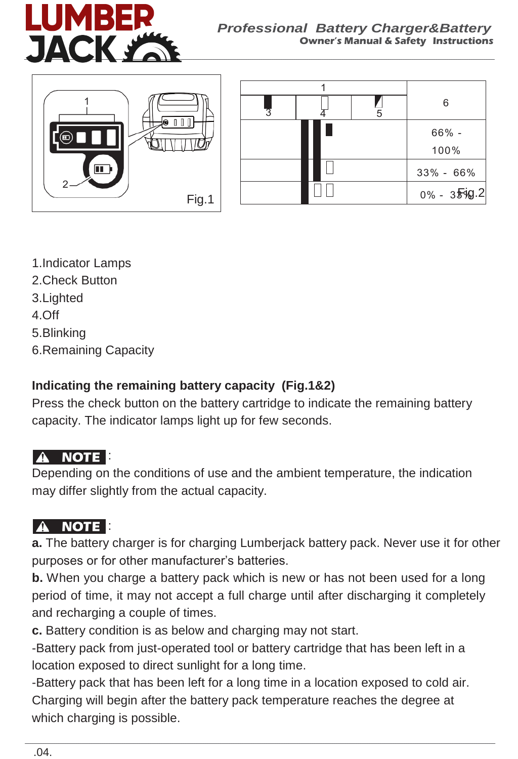Fig.1

| 1 | | | 6 |
|---|---|---|---|
| 3 | 4 | 5 | |
| | | | 66% - 100% |
| | | | 33% - 66% |
| | | | 0% - 33% |

Fig.2

1.Indicator Lamps
2.Check Button
3.Lighted
4.Off
5.Blinking
6.Remaining Capacity

**Indicating the remaining battery capacity (Fig.1&2)**

Press the check button on the battery cartridge to indicate the remaining battery capacity. The indicator lamps light up for few seconds.

**⚠ NOTE** :

Depending on the conditions of use and the ambient temperature, the indication may differ slightly from the actual capacity.

**⚠ NOTE** :

**a.** The battery charger is for charging Lumberjack battery pack. Never use it for other purposes or for other manufacturer's batteries.

**b.** When you charge a battery pack which is new or has not been used for a long period of time, it may not accept a full charge until after discharging it completely and recharging a couple of times.

**c.** Battery condition is as below and charging may not start.

-Battery pack from just-operated tool or battery cartridge that has been left in a location exposed to direct sunlight for a long time.

-Battery pack that has been left for a long time in a location exposed to cold air. Charging will begin after the battery pack temperature reaches the degree at which charging is possible.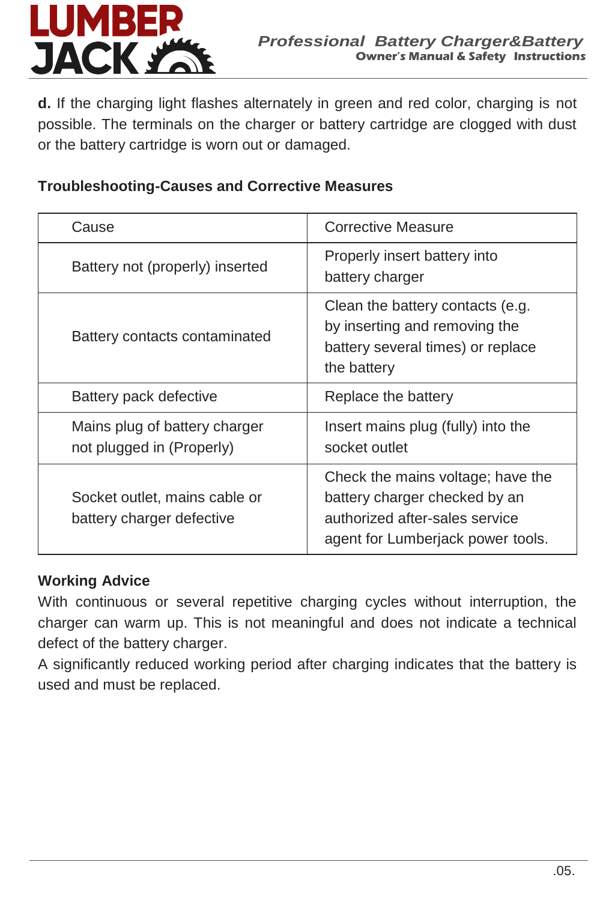**d.** If the charging light flashes alternately in green and red color, charging is not possible. The terminals on the charger or battery cartridge are clogged with dust or the battery cartridge is worn out or damaged.

**Troubleshooting-Causes and Corrective Measures**

| Cause | Corrective Measure |
|---|---|
| Battery not (properly) inserted | Properly insert battery into battery charger |
| Battery contacts contaminated | Clean the battery contacts (e.g. by inserting and removing the battery several times) or replace the battery |
| Battery pack defective | Replace the battery |
| Mains plug of battery charger not plugged in (Properly) | Insert mains plug (fully) into the socket outlet |
| Socket outlet, mains cable or battery charger defective | Check the mains voltage; have the battery charger checked by an authorized after-sales service agent for Lumberjack power tools. |

**Working Advice**

With continuous or several repetitive charging cycles without interruption, the charger can warm up. This is not meaningful and does not indicate a technical defect of the battery charger.

A significantly reduced working period after charging indicates that the battery is used and must be replaced.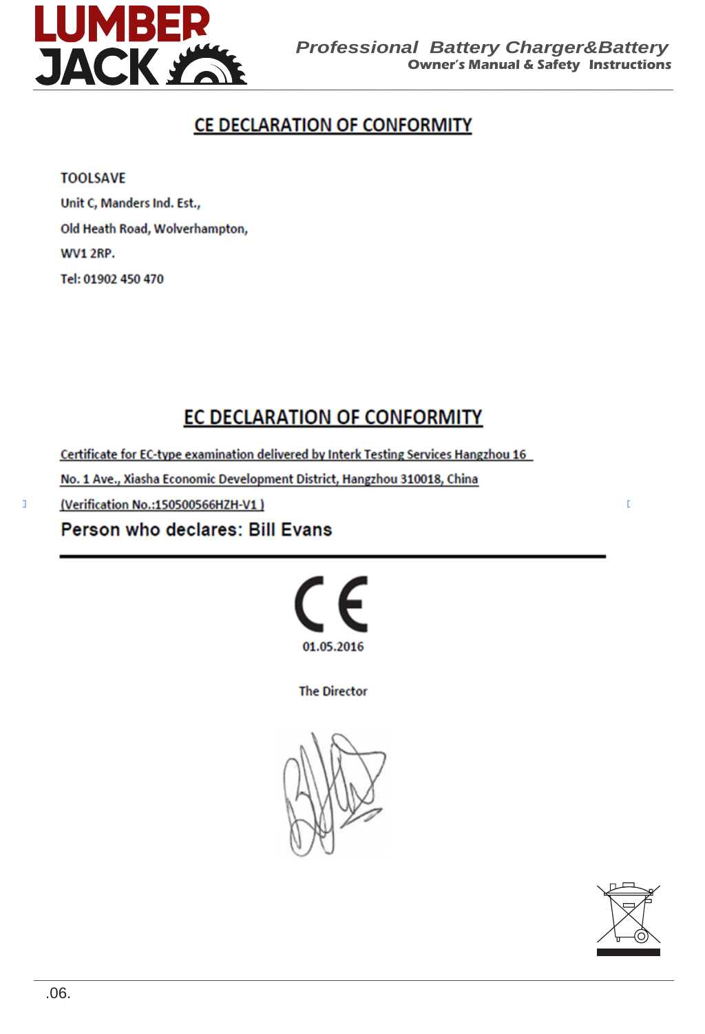# CE DECLARATION OF CONFORMITY

TOOLSAVE

Unit C, Manders Ind. Est.,

Old Heath Road, Wolverhampton,

WV1 2RP.

Tel: 01902 450 470

# EC DECLARATION OF CONFORMITY

Certificate for EC-type examination delivered by Interk Testing Services Hangzhou 16

No. 1 Ave., Xiasha Economic Development District, Hangzhou 310018, China

(Verification No.:150500566HZH-V1 )

**Person who declares: Bill Evans**

01.05.2016

The Director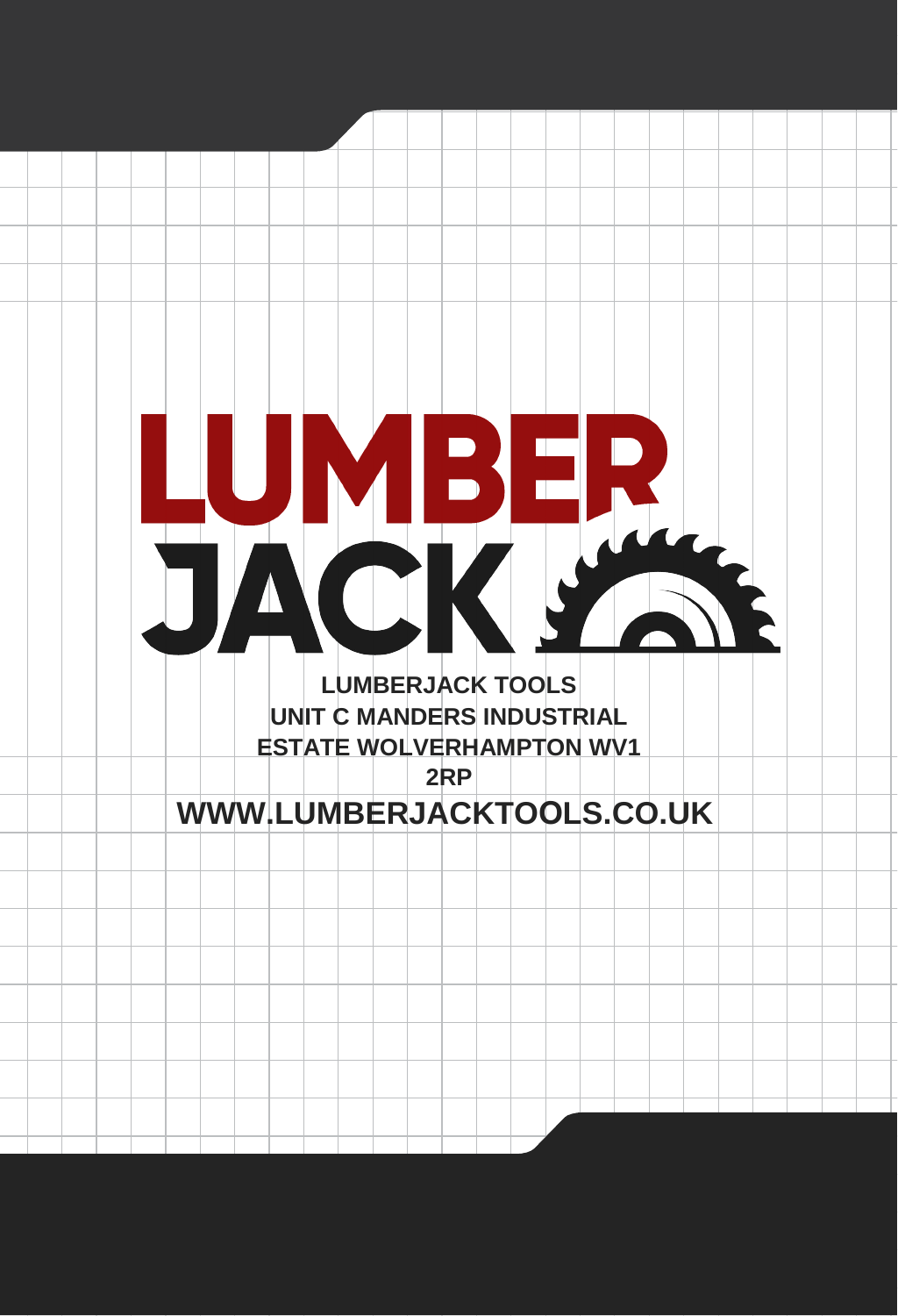LUMBER JACK

**LUMBERJACK TOOLS**
**UNIT C MANDERS INDUSTRIAL ESTATE WOLVERHAMPTON WV1 2RP**

**WWW.LUMBERJACKTOOLS.CO.UK**